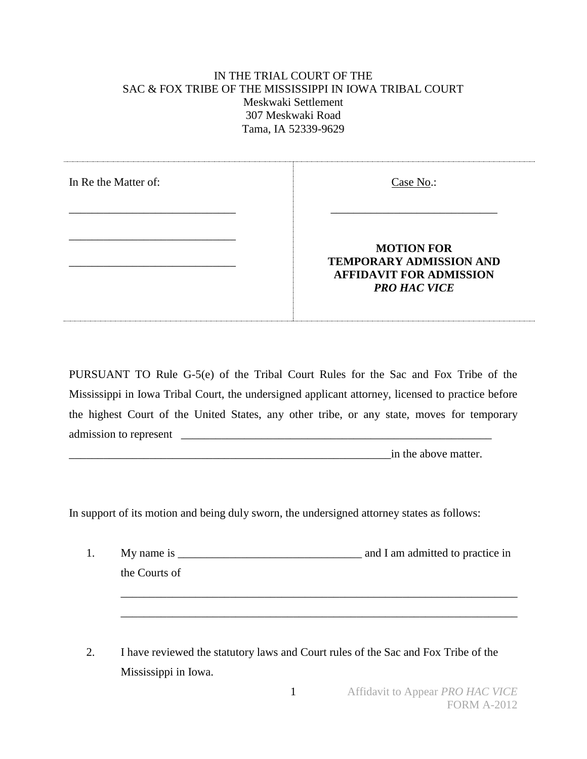IN THE TRIAL COURT OF THE
SAC & FOX TRIBE OF THE MISSISSIPPI IN IOWA TRIBAL COURT
Meskwaki Settlement
307 Meskwaki Road
Tama, IA 52339-9629

| In Re the Matter of: | Case No.: |
|---|---|
| _____________________________ | _____________________________ |
| _____________________________ | |
| _____________________________ | **MOTION FOR TEMPORARY ADMISSION AND AFFIDAVIT FOR ADMISSION *PRO HAC VICE*** |

PURSUANT TO Rule G-5(e) of the Tribal Court Rules for the Sac and Fox Tribe of the Mississippi in Iowa Tribal Court, the undersigned applicant attorney, licensed to practice before the highest Court of the United States, any other tribe, or any state, moves for temporary admission to represent ________________________________________________________
________________________________________________________in the above matter.

In support of its motion and being duly sworn, the undersigned attorney states as follows:

1. My name is ________________________________ and I am admitted to practice in the Courts of

   ______________________________________________________________________

   ______________________________________________________________________

2. I have reviewed the statutory laws and Court rules of the Sac and Fox Tribe of the Mississippi in Iowa.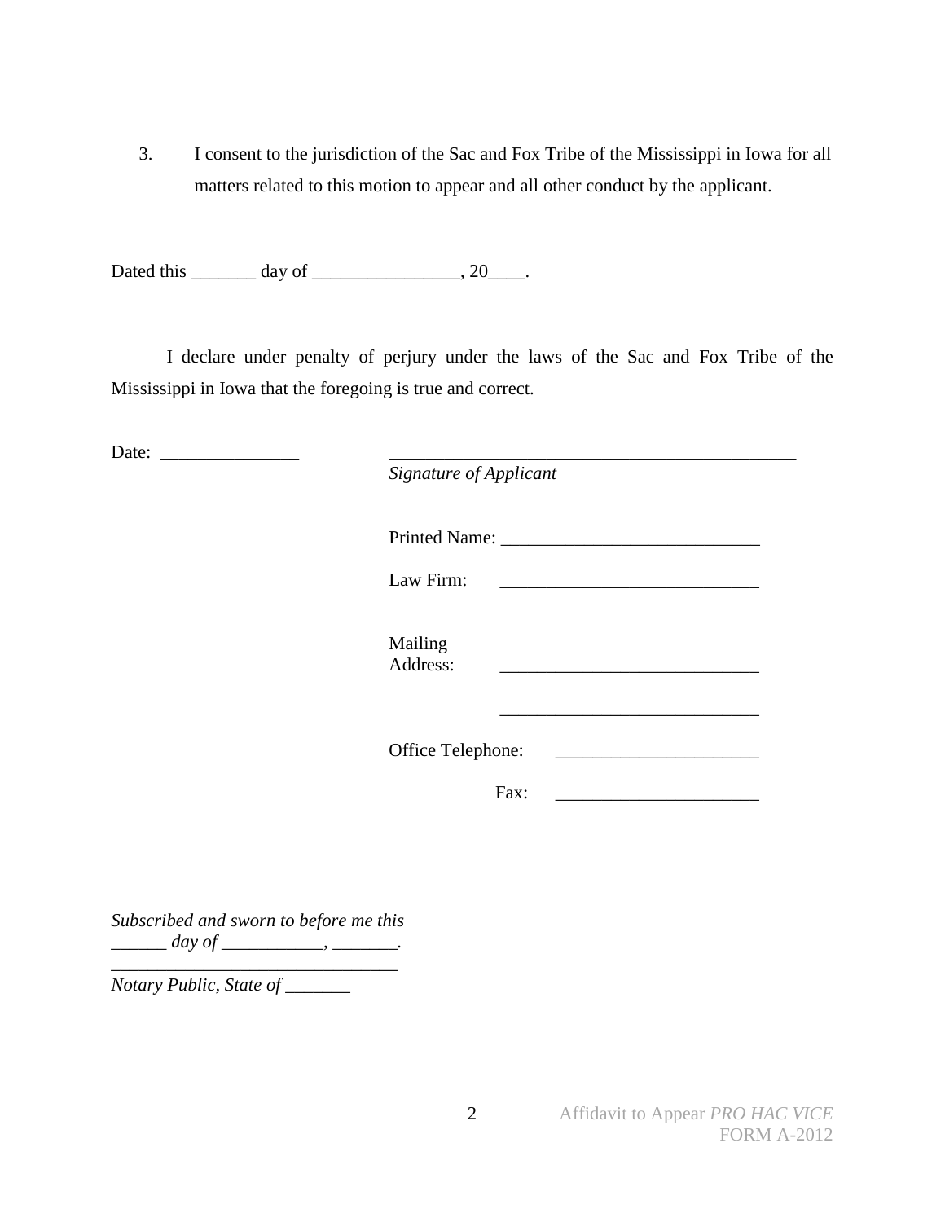3. I consent to the jurisdiction of the Sac and Fox Tribe of the Mississippi in Iowa for all matters related to this motion to appear and all other conduct by the applicant.

Dated this _______ day of ________________, 20____.

I declare under penalty of perjury under the laws of the Sac and Fox Tribe of the Mississippi in Iowa that the foregoing is true and correct.

Date: _______________

______________________________________________
*Signature of Applicant*

Printed Name: ____________________________

Law Firm: ____________________________

Mailing Address: ____________________________

____________________________

Office Telephone: ______________________

Fax: ______________________

*Subscribed and sworn to before me this ______ day of ___________, _______.*

_______________________________
*Notary Public, State of _______*